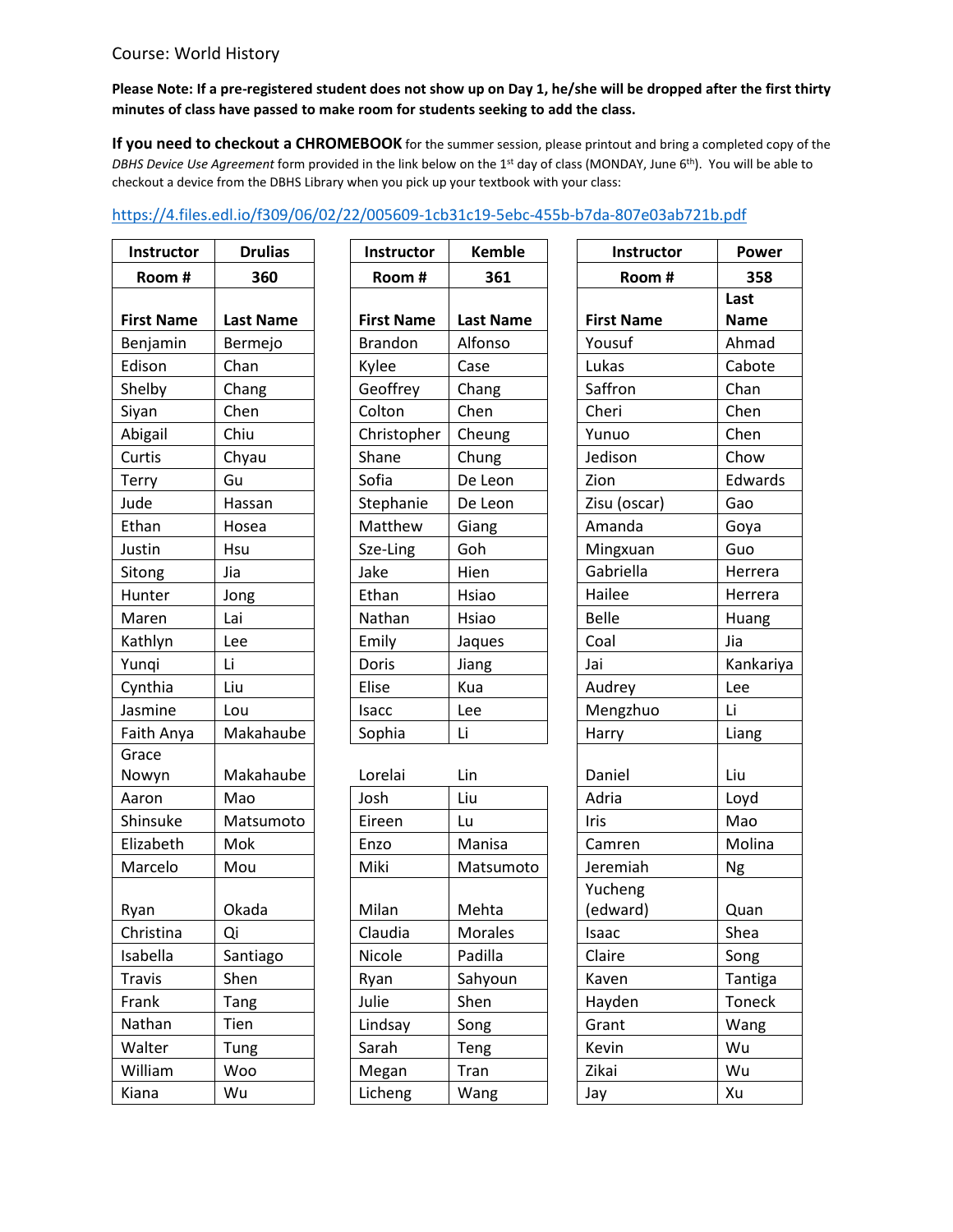Course: World History

**Please Note: If a pre-registered student does not show up on Day 1, he/she will be dropped after the first thirty minutes of class have passed to make room for students seeking to add the class.**

**If you need to checkout a CHROMEBOOK** for the summer session, please printout and bring a completed copy of the *DBHS Device Use Agreement* form provided in the link below on the 1st day of class (MONDAY, June 6th). You will be able to checkout a device from the DBHS Library when you pick up your textbook with your class:

https://4.files.edl.io/f309/06/02/22/005609-1cb31c19-5ebc-455b-b7da-807e03ab721b.pdf

| Instructor | Drulias |
|---|---|
| **Room #** | **360** |
| **First Name** | **Last Name** |
| Benjamin | Bermejo |
| Edison | Chan |
| Shelby | Chang |
| Siyan | Chen |
| Abigail | Chiu |
| Curtis | Chyau |
| Terry | Gu |
| Jude | Hassan |
| Ethan | Hosea |
| Justin | Hsu |
| Sitong | Jia |
| Hunter | Jong |
| Maren | Lai |
| Kathlyn | Lee |
| Yunqi | Li |
| Cynthia | Liu |
| Jasmine | Lou |
| Faith Anya | Makahaube |
| Grace Nowyn | Makahaube |
| Aaron | Mao |
| Shinsuke | Matsumoto |
| Elizabeth | Mok |
| Marcelo | Mou |
| Ryan | Okada |
| Christina | Qi |
| Isabella | Santiago |
| Travis | Shen |
| Frank | Tang |
| Nathan | Tien |
| Walter | Tung |
| William | Woo |
| Kiana | Wu |

| Instructor | Kemble |
|---|---|
| **Room #** | **361** |
| **First Name** | **Last Name** |
| Brandon | Alfonso |
| Kylee | Case |
| Geoffrey | Chang |
| Colton | Chen |
| Christopher | Cheung |
| Shane | Chung |
| Sofia | De Leon |
| Stephanie | De Leon |
| Matthew | Giang |
| Sze-Ling | Goh |
| Jake | Hien |
| Ethan | Hsiao |
| Nathan | Hsiao |
| Emily | Jaques |
| Doris | Jiang |
| Elise | Kua |
| Isacc | Lee |
| Sophia | Li |
| Lorelai | Lin |
| Josh | Liu |
| Eireen | Lu |
| Enzo | Manisa |
| Miki | Matsumoto |
| Milan | Mehta |
| Claudia | Morales |
| Nicole | Padilla |
| Ryan | Sahyoun |
| Julie | Shen |
| Lindsay | Song |
| Sarah | Teng |
| Megan | Tran |
| Licheng | Wang |

| Instructor | Power |
|---|---|
| **Room #** | **358** |
| **First Name** | **Last Name** |
| Yousuf | Ahmad |
| Lukas | Cabote |
| Saffron | Chan |
| Cheri | Chen |
| Yunuo | Chen |
| Jedison | Chow |
| Zion | Edwards |
| Zisu (oscar) | Gao |
| Amanda | Goya |
| Mingxuan | Guo |
| Gabriella | Herrera |
| Hailee | Herrera |
| Belle | Huang |
| Coal | Jia |
| Jai | Kankariya |
| Audrey | Lee |
| Mengzhuo | Li |
| Harry | Liang |
| Daniel | Liu |
| Adria | Loyd |
| Iris | Mao |
| Camren | Molina |
| Jeremiah | Ng |
| Yucheng (edward) | Quan |
| Isaac | Shea |
| Claire | Song |
| Kaven | Tantiga |
| Hayden | Toneck |
| Grant | Wang |
| Kevin | Wu |
| Zikai | Wu |
| Jay | Xu |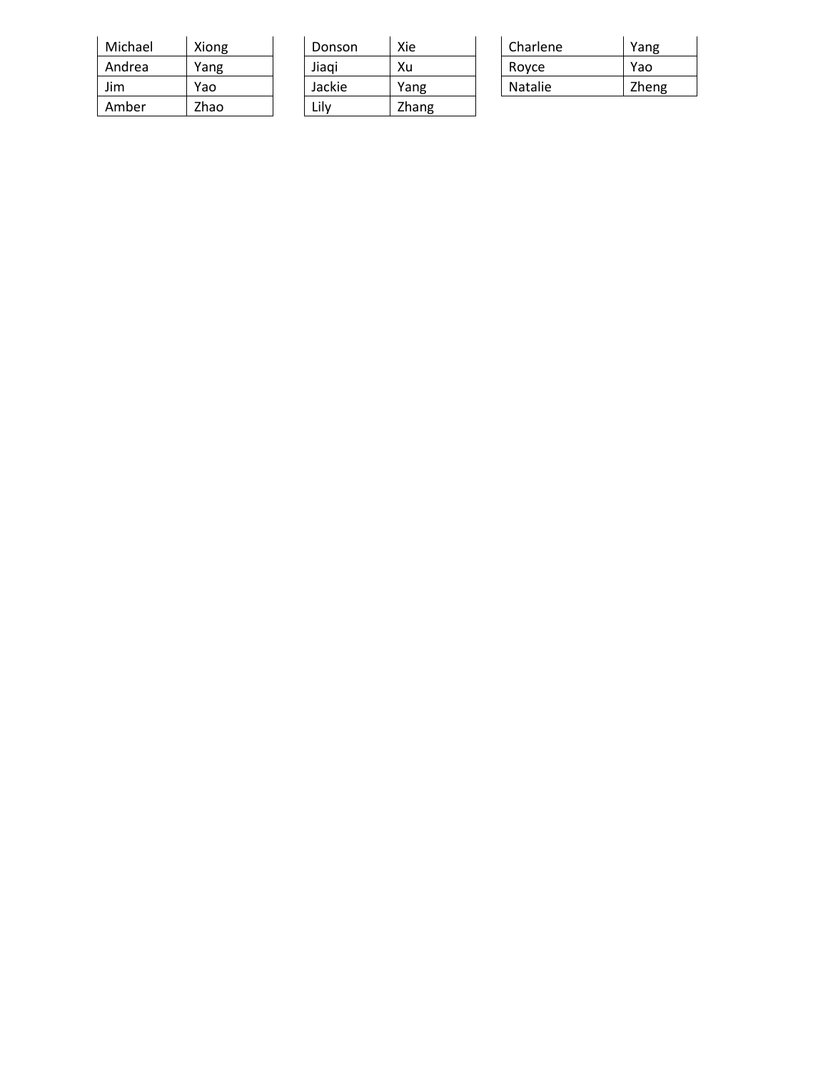| | |
|---|---|
| Michael | Xiong |
| Andrea | Yang |
| Jim | Yao |
| Amber | Zhao |

| | |
|---|---|
| Donson | Xie |
| Jiaqi | Xu |
| Jackie | Yang |
| Lily | Zhang |

| | |
|---|---|
| Charlene | Yang |
| Royce | Yao |
| Natalie | Zheng |